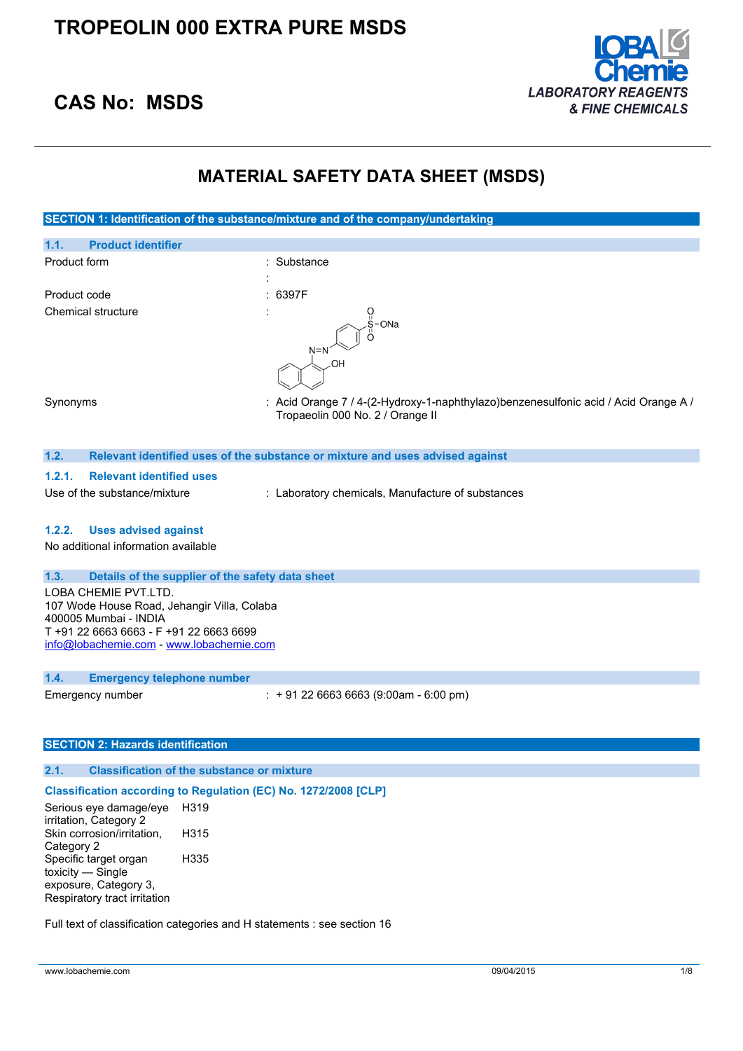# TROPEOLIN 000 EXTRA PURE MSDS

## CAS No: MSDS

LOBA Chemie
LABORATORY REAGENTS & FINE CHEMICALS

## MATERIAL SAFETY DATA SHEET (MSDS)

### SECTION 1: Identification of the substance/mixture and of the company/undertaking

#### 1.1. Product identifier

| | |
|---|---|
| Product form | : Substance |
| | : |
| Product code | : 6397F |
| Chemical structure | : |
| Synonyms | : Acid Orange 7 / 4-(2-Hydroxy-1-naphthylazo)benzenesulfonic acid / Acid Orange A / Tropaeolin 000 No. 2 / Orange II |

#### 1.2. Relevant identified uses of the substance or mixture and uses advised against

##### 1.2.1. Relevant identified uses

Use of the substance/mixture : Laboratory chemicals, Manufacture of substances

##### 1.2.2. Uses advised against

No additional information available

#### 1.3. Details of the supplier of the safety data sheet

LOBA CHEMIE PVT.LTD.
107 Wode House Road, Jehangir Villa, Colaba
400005 Mumbai - INDIA
T +91 22 6663 6663 - F +91 22 6663 6699
info@lobachemie.com - www.lobachemie.com

#### 1.4. Emergency telephone number

Emergency number : + 91 22 6663 6663 (9:00am - 6:00 pm)

### SECTION 2: Hazards identification

#### 2.1. Classification of the substance or mixture

**Classification according to Regulation (EC) No. 1272/2008 [CLP]**

| | |
|---|---|
| Serious eye damage/eye irritation, Category 2 | H319 |
| Skin corrosion/irritation, Category 2 | H315 |
| Specific target organ toxicity — Single exposure, Category 3, Respiratory tract irritation | H335 |

Full text of classification categories and H statements : see section 16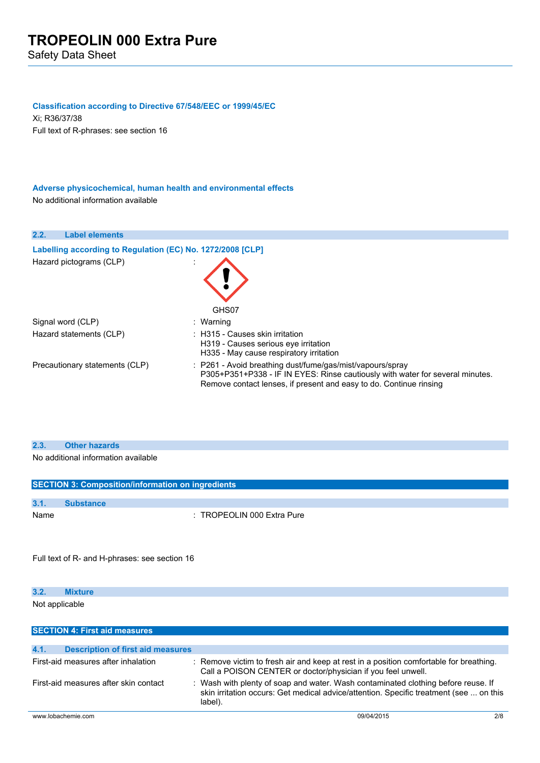**Classification according to Directive 67/548/EEC or 1999/45/EC**

Xi; R36/37/38

Full text of R-phrases: see section 16

**Adverse physicochemical, human health and environmental effects**

No additional information available

### 2.2. Label elements

**Labelling according to Regulation (EC) No. 1272/2008 [CLP]**

| | |
|---|---|
| Hazard pictograms (CLP) | : GHS07 |
| Signal word (CLP) | : Warning |
| Hazard statements (CLP) | : H315 - Causes skin irritation<br>H319 - Causes serious eye irritation<br>H335 - May cause respiratory irritation |
| Precautionary statements (CLP) | : P261 - Avoid breathing dust/fume/gas/mist/vapours/spray<br>P305+P351+P338 - IF IN EYES: Rinse cautiously with water for several minutes. Remove contact lenses, if present and easy to do. Continue rinsing |

### 2.3. Other hazards

No additional information available

## SECTION 3: Composition/information on ingredients

### 3.1. Substance

| | |
|---|---|
| Name | : TROPEOLIN 000 Extra Pure |

Full text of R- and H-phrases: see section 16

### 3.2. Mixture

Not applicable

## SECTION 4: First aid measures

### 4.1. Description of first aid measures

| | |
|---|---|
| First-aid measures after inhalation | : Remove victim to fresh air and keep at rest in a position comfortable for breathing. Call a POISON CENTER or doctor/physician if you feel unwell. |
| First-aid measures after skin contact | : Wash with plenty of soap and water. Wash contaminated clothing before reuse. If skin irritation occurs: Get medical advice/attention. Specific treatment (see ... on this label). |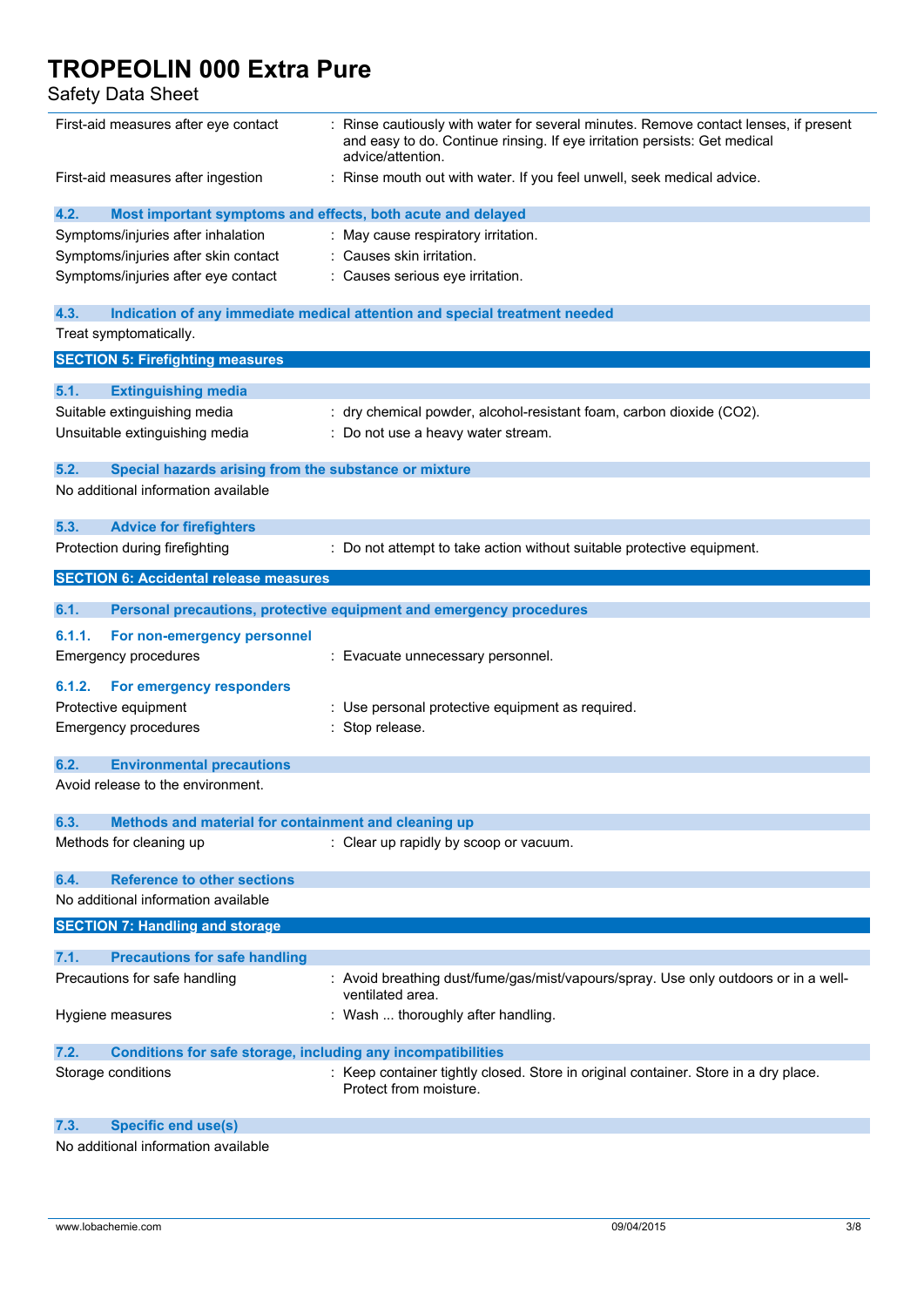First-aid measures after eye contact : Rinse cautiously with water for several minutes. Remove contact lenses, if present and easy to do. Continue rinsing. If eye irritation persists: Get medical advice/attention.

First-aid measures after ingestion : Rinse mouth out with water. If you feel unwell, seek medical advice.

### 4.2. Most important symptoms and effects, both acute and delayed

Symptoms/injuries after inhalation : May cause respiratory irritation.

Symptoms/injuries after skin contact : Causes skin irritation.

Symptoms/injuries after eye contact : Causes serious eye irritation.

### 4.3. Indication of any immediate medical attention and special treatment needed

Treat symptomatically.

## SECTION 5: Firefighting measures

### 5.1. Extinguishing media

Suitable extinguishing media : dry chemical powder, alcohol-resistant foam, carbon dioxide ($CO_2$).

Unsuitable extinguishing media : Do not use a heavy water stream.

### 5.2. Special hazards arising from the substance or mixture

No additional information available

### 5.3. Advice for firefighters

Protection during firefighting : Do not attempt to take action without suitable protective equipment.

## SECTION 6: Accidental release measures

### 6.1. Personal precautions, protective equipment and emergency procedures

#### 6.1.1. For non-emergency personnel

Emergency procedures : Evacuate unnecessary personnel.

#### 6.1.2. For emergency responders

Protective equipment : Use personal protective equipment as required.

Emergency procedures : Stop release.

### 6.2. Environmental precautions

Avoid release to the environment.

### 6.3. Methods and material for containment and cleaning up

Methods for cleaning up : Clear up rapidly by scoop or vacuum.

### 6.4. Reference to other sections

No additional information available

## SECTION 7: Handling and storage

### 7.1. Precautions for safe handling

Precautions for safe handling : Avoid breathing dust/fume/gas/mist/vapours/spray. Use only outdoors or in a well-ventilated area.

Hygiene measures : Wash ... thoroughly after handling.

### 7.2. Conditions for safe storage, including any incompatibilities

Storage conditions : Keep container tightly closed. Store in original container. Store in a dry place. Protect from moisture.

### 7.3. Specific end use(s)

No additional information available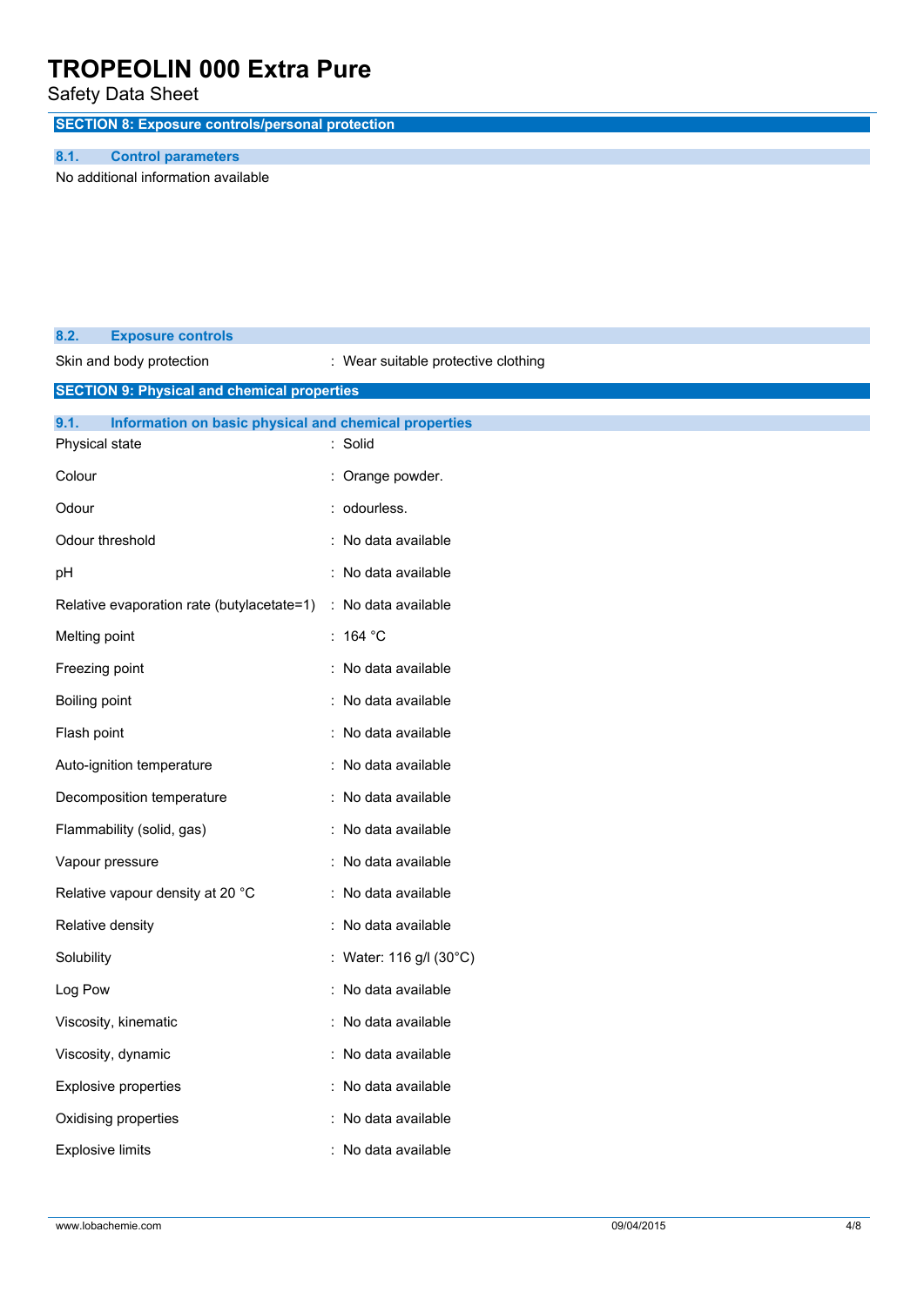## SECTION 8: Exposure controls/personal protection

### 8.1. Control parameters

No additional information available

### 8.2. Exposure controls

| | |
|---|---|
| Skin and body protection | : Wear suitable protective clothing |

## SECTION 9: Physical and chemical properties

### 9.1. Information on basic physical and chemical properties

| | |
|---|---|
| Physical state | : Solid |
| Colour | : Orange powder. |
| Odour | : odourless. |
| Odour threshold | : No data available |
| pH | : No data available |
| Relative evaporation rate (butylacetate=1) | : No data available |
| Melting point | : 164 °C |
| Freezing point | : No data available |
| Boiling point | : No data available |
| Flash point | : No data available |
| Auto-ignition temperature | : No data available |
| Decomposition temperature | : No data available |
| Flammability (solid, gas) | : No data available |
| Vapour pressure | : No data available |
| Relative vapour density at 20 °C | : No data available |
| Relative density | : No data available |
| Solubility | : Water: 116 g/l (30°C) |
| Log Pow | : No data available |
| Viscosity, kinematic | : No data available |
| Viscosity, dynamic | : No data available |
| Explosive properties | : No data available |
| Oxidising properties | : No data available |
| Explosive limits | : No data available |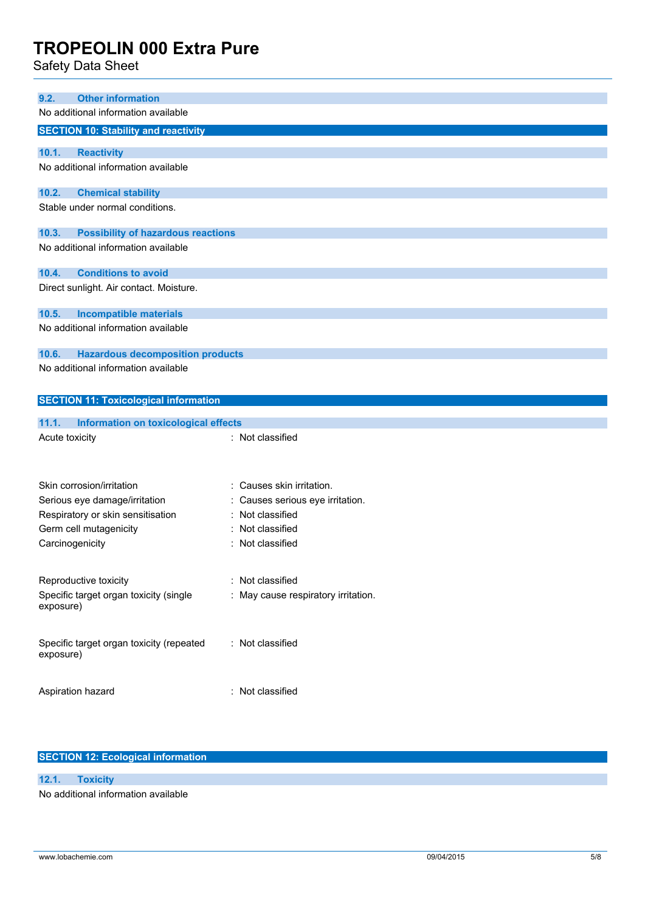### 9.2. Other information

No additional information available

## SECTION 10: Stability and reactivity

### 10.1. Reactivity

No additional information available

### 10.2. Chemical stability

Stable under normal conditions.

### 10.3. Possibility of hazardous reactions

No additional information available

### 10.4. Conditions to avoid

Direct sunlight. Air contact. Moisture.

### 10.5. Incompatible materials

No additional information available

### 10.6. Hazardous decomposition products

No additional information available

## SECTION 11: Toxicological information

### 11.1. Information on toxicological effects

| | |
|---|---|
| Acute toxicity | : Not classified |
| Skin corrosion/irritation | : Causes skin irritation. |
| Serious eye damage/irritation | : Causes serious eye irritation. |
| Respiratory or skin sensitisation | : Not classified |
| Germ cell mutagenicity | : Not classified |
| Carcinogenicity | : Not classified |
| Reproductive toxicity | : Not classified |
| Specific target organ toxicity (single exposure) | : May cause respiratory irritation. |
| Specific target organ toxicity (repeated exposure) | : Not classified |
| Aspiration hazard | : Not classified |

## SECTION 12: Ecological information

### 12.1. Toxicity

No additional information available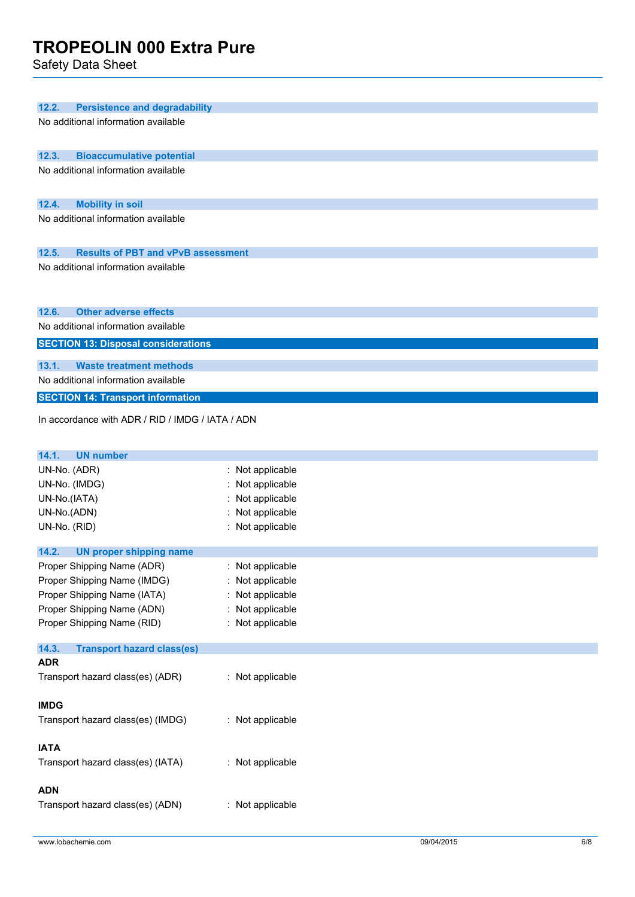### 12.2. Persistence and degradability

No additional information available

### 12.3. Bioaccumulative potential

No additional information available

### 12.4. Mobility in soil

No additional information available

### 12.5. Results of PBT and vPvB assessment

No additional information available

### 12.6. Other adverse effects

No additional information available

## SECTION 13: Disposal considerations

### 13.1. Waste treatment methods

No additional information available

## SECTION 14: Transport information

In accordance with ADR / RID / IMDG / IATA / ADN

### 14.1. UN number

UN-No. (ADR) : Not applicable
UN-No. (IMDG) : Not applicable
UN-No.(IATA) : Not applicable
UN-No.(ADN) : Not applicable
UN-No. (RID) : Not applicable

### 14.2. UN proper shipping name

Proper Shipping Name (ADR) : Not applicable
Proper Shipping Name (IMDG) : Not applicable
Proper Shipping Name (IATA) : Not applicable
Proper Shipping Name (ADN) : Not applicable
Proper Shipping Name (RID) : Not applicable

### 14.3. Transport hazard class(es)

**ADR**

Transport hazard class(es) (ADR) : Not applicable

**IMDG**

Transport hazard class(es) (IMDG) : Not applicable

**IATA**

Transport hazard class(es) (IATA) : Not applicable

**ADN**

Transport hazard class(es) (ADN) : Not applicable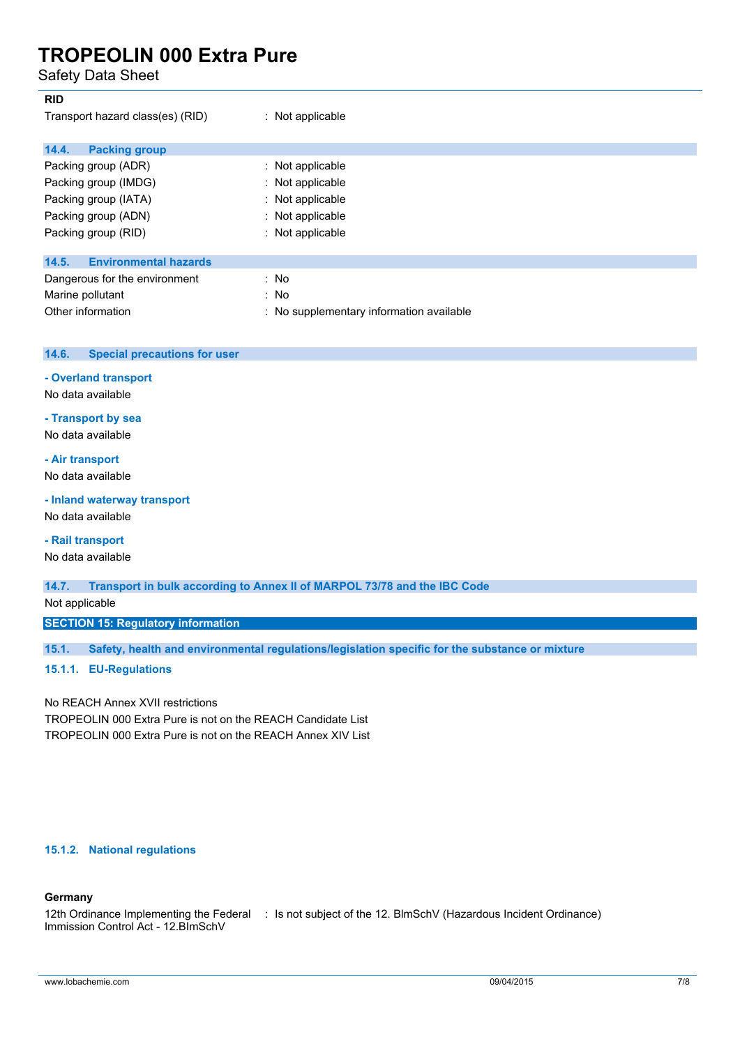**RID**

Transport hazard class(es) (RID) : Not applicable

### 14.4. Packing group

| | |
|---|---|
| Packing group (ADR) | : Not applicable |
| Packing group (IMDG) | : Not applicable |
| Packing group (IATA) | : Not applicable |
| Packing group (ADN) | : Not applicable |
| Packing group (RID) | : Not applicable |

### 14.5. Environmental hazards

| | |
|---|---|
| Dangerous for the environment | : No |
| Marine pollutant | : No |
| Other information | : No supplementary information available |

### 14.6. Special precautions for user

**- Overland transport**

No data available

**- Transport by sea**

No data available

**- Air transport**

No data available

**- Inland waterway transport**

No data available

**- Rail transport**

No data available

### 14.7. Transport in bulk according to Annex II of MARPOL 73/78 and the IBC Code

Not applicable

## SECTION 15: Regulatory information

### 15.1. Safety, health and environmental regulations/legislation specific for the substance or mixture

#### 15.1.1. EU-Regulations

No REACH Annex XVII restrictions

TROPEOLIN 000 Extra Pure is not on the REACH Candidate List

TROPEOLIN 000 Extra Pure is not on the REACH Annex XIV List

#### 15.1.2. National regulations

**Germany**

12th Ordinance Implementing the Federal Immission Control Act - 12.BImSchV : Is not subject of the 12. BlmSchV (Hazardous Incident Ordinance)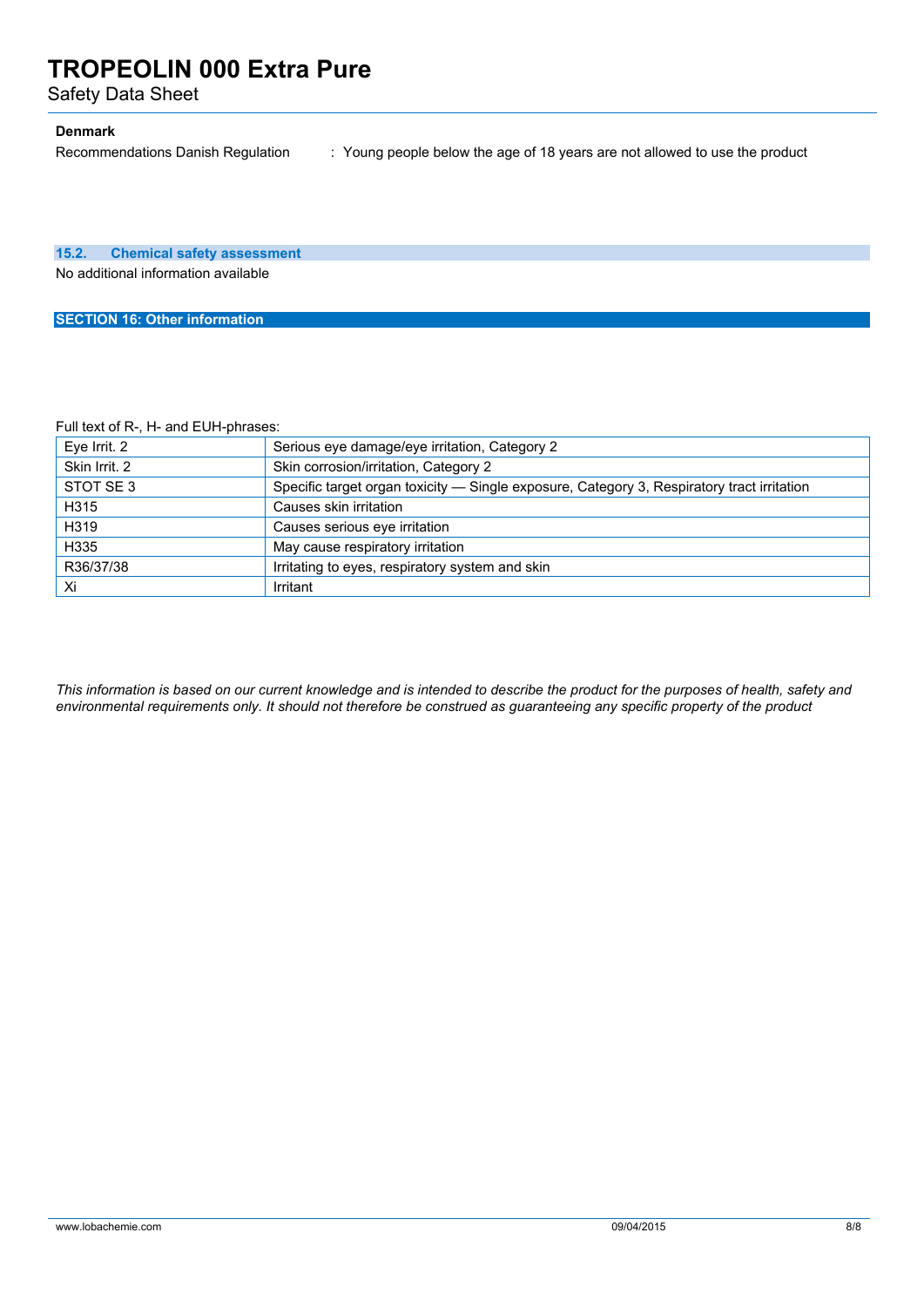**Denmark**

Recommendations Danish Regulation : Young people below the age of 18 years are not allowed to use the product

### 15.2. Chemical safety assessment

No additional information available

## SECTION 16: Other information

Full text of R-, H- and EUH-phrases:

| | |
|---|---|
| Eye Irrit. 2 | Serious eye damage/eye irritation, Category 2 |
| Skin Irrit. 2 | Skin corrosion/irritation, Category 2 |
| STOT SE 3 | Specific target organ toxicity — Single exposure, Category 3, Respiratory tract irritation |
| H315 | Causes skin irritation |
| H319 | Causes serious eye irritation |
| H335 | May cause respiratory irritation |
| R36/37/38 | Irritating to eyes, respiratory system and skin |
| Xi | Irritant |

*This information is based on our current knowledge and is intended to describe the product for the purposes of health, safety and environmental requirements only. It should not therefore be construed as guaranteeing any specific property of the product*